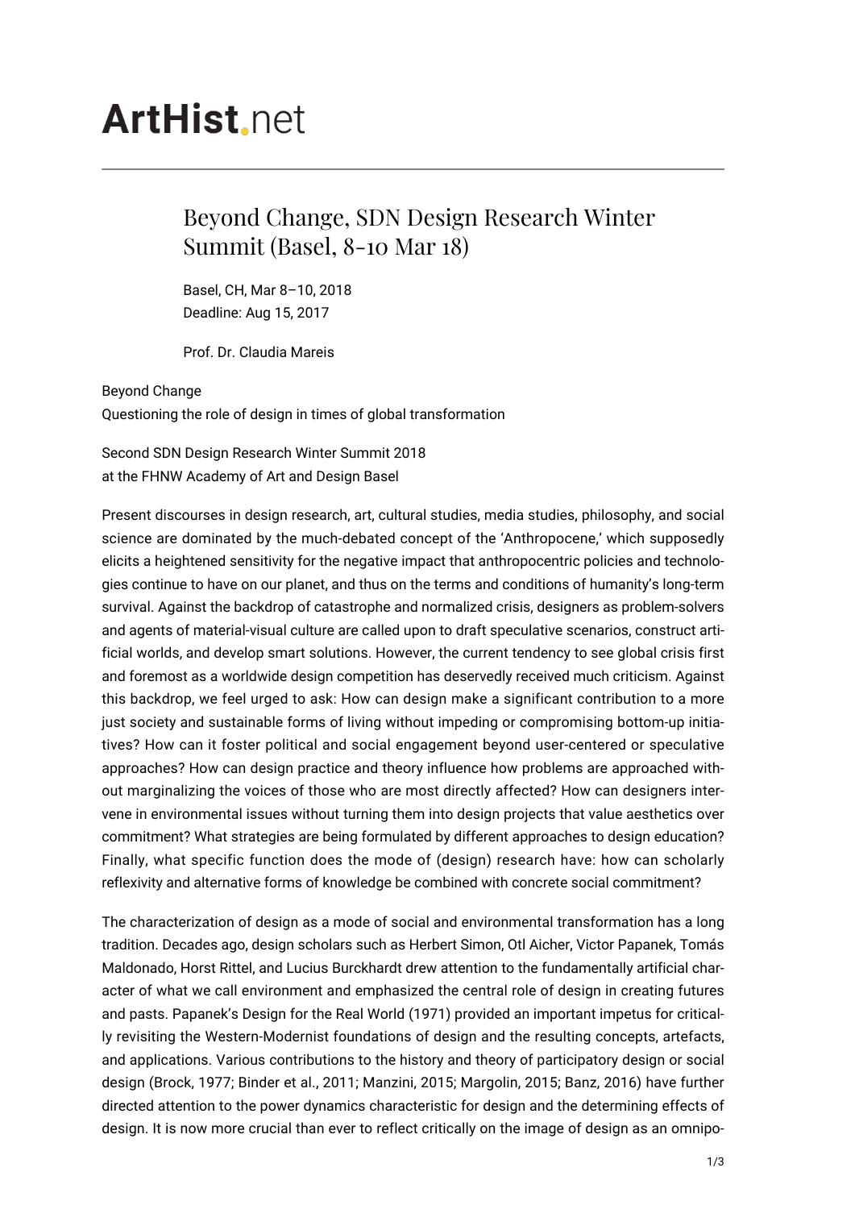# ArtHist.net

## Beyond Change, SDN Design Research Winter Summit (Basel, 8-10 Mar 18)

Basel, CH, Mar 8–10, 2018
Deadline: Aug 15, 2017

Prof. Dr. Claudia Mareis

Beyond Change
Questioning the role of design in times of global transformation

Second SDN Design Research Winter Summit 2018
at the FHNW Academy of Art and Design Basel

Present discourses in design research, art, cultural studies, media studies, philosophy, and social science are dominated by the much-debated concept of the 'Anthropocene,' which supposedly elicits a heightened sensitivity for the negative impact that anthropocentric policies and technologies continue to have on our planet, and thus on the terms and conditions of humanity's long-term survival. Against the backdrop of catastrophe and normalized crisis, designers as problem-solvers and agents of material-visual culture are called upon to draft speculative scenarios, construct artificial worlds, and develop smart solutions. However, the current tendency to see global crisis first and foremost as a worldwide design competition has deservedly received much criticism. Against this backdrop, we feel urged to ask: How can design make a significant contribution to a more just society and sustainable forms of living without impeding or compromising bottom-up initiatives? How can it foster political and social engagement beyond user-centered or speculative approaches? How can design practice and theory influence how problems are approached without marginalizing the voices of those who are most directly affected? How can designers intervene in environmental issues without turning them into design projects that value aesthetics over commitment? What strategies are being formulated by different approaches to design education? Finally, what specific function does the mode of (design) research have: how can scholarly reflexivity and alternative forms of knowledge be combined with concrete social commitment?

The characterization of design as a mode of social and environmental transformation has a long tradition. Decades ago, design scholars such as Herbert Simon, Otl Aicher, Victor Papanek, Tomás Maldonado, Horst Rittel, and Lucius Burckhardt drew attention to the fundamentally artificial character of what we call environment and emphasized the central role of design in creating futures and pasts. Papanek's Design for the Real World (1971) provided an important impetus for critically revisiting the Western-Modernist foundations of design and the resulting concepts, artefacts, and applications. Various contributions to the history and theory of participatory design or social design (Brock, 1977; Binder et al., 2011; Manzini, 2015; Margolin, 2015; Banz, 2016) have further directed attention to the power dynamics characteristic for design and the determining effects of design. It is now more crucial than ever to reflect critically on the image of design as an omnipo-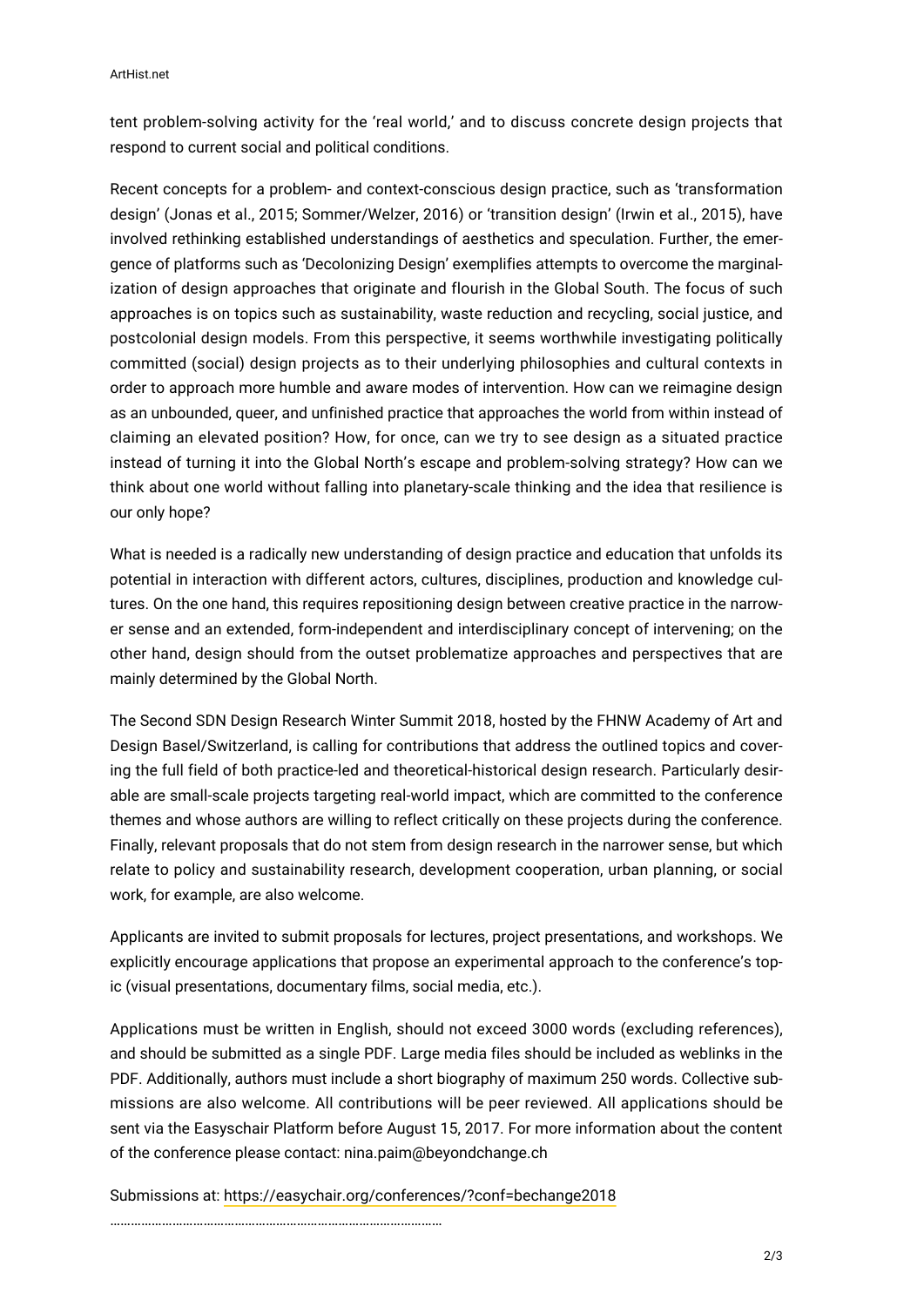tent problem-solving activity for the ‘real world,’ and to discuss concrete design projects that respond to current social and political conditions.

Recent concepts for a problem- and context-conscious design practice, such as ‘transformation design’ (Jonas et al., 2015; Sommer/Welzer, 2016) or ‘transition design’ (Irwin et al., 2015), have involved rethinking established understandings of aesthetics and speculation. Further, the emergence of platforms such as ‘Decolonizing Design’ exemplifies attempts to overcome the marginalization of design approaches that originate and flourish in the Global South. The focus of such approaches is on topics such as sustainability, waste reduction and recycling, social justice, and postcolonial design models. From this perspective, it seems worthwhile investigating politically committed (social) design projects as to their underlying philosophies and cultural contexts in order to approach more humble and aware modes of intervention. How can we reimagine design as an unbounded, queer, and unfinished practice that approaches the world from within instead of claiming an elevated position? How, for once, can we try to see design as a situated practice instead of turning it into the Global North’s escape and problem-solving strategy? How can we think about one world without falling into planetary-scale thinking and the idea that resilience is our only hope?

What is needed is a radically new understanding of design practice and education that unfolds its potential in interaction with different actors, cultures, disciplines, production and knowledge cultures. On the one hand, this requires repositioning design between creative practice in the narrower sense and an extended, form-independent and interdisciplinary concept of intervening; on the other hand, design should from the outset problematize approaches and perspectives that are mainly determined by the Global North.

The Second SDN Design Research Winter Summit 2018, hosted by the FHNW Academy of Art and Design Basel/Switzerland, is calling for contributions that address the outlined topics and covering the full field of both practice-led and theoretical-historical design research. Particularly desirable are small-scale projects targeting real-world impact, which are committed to the conference themes and whose authors are willing to reflect critically on these projects during the conference. Finally, relevant proposals that do not stem from design research in the narrower sense, but which relate to policy and sustainability research, development cooperation, urban planning, or social work, for example, are also welcome.

Applicants are invited to submit proposals for lectures, project presentations, and workshops. We explicitly encourage applications that propose an experimental approach to the conference’s topic (visual presentations, documentary films, social media, etc.).

Applications must be written in English, should not exceed 3000 words (excluding references), and should be submitted as a single PDF. Large media files should be included as weblinks in the PDF. Additionally, authors must include a short biography of maximum 250 words. Collective submissions are also welcome. All contributions will be peer reviewed. All applications should be sent via the Easyschair Platform before August 15, 2017. For more information about the content of the conference please contact: nina.paim@beyondchange.ch

Submissions at: https://easychair.org/conferences/?conf=bechange2018

……………………………………………………………………………………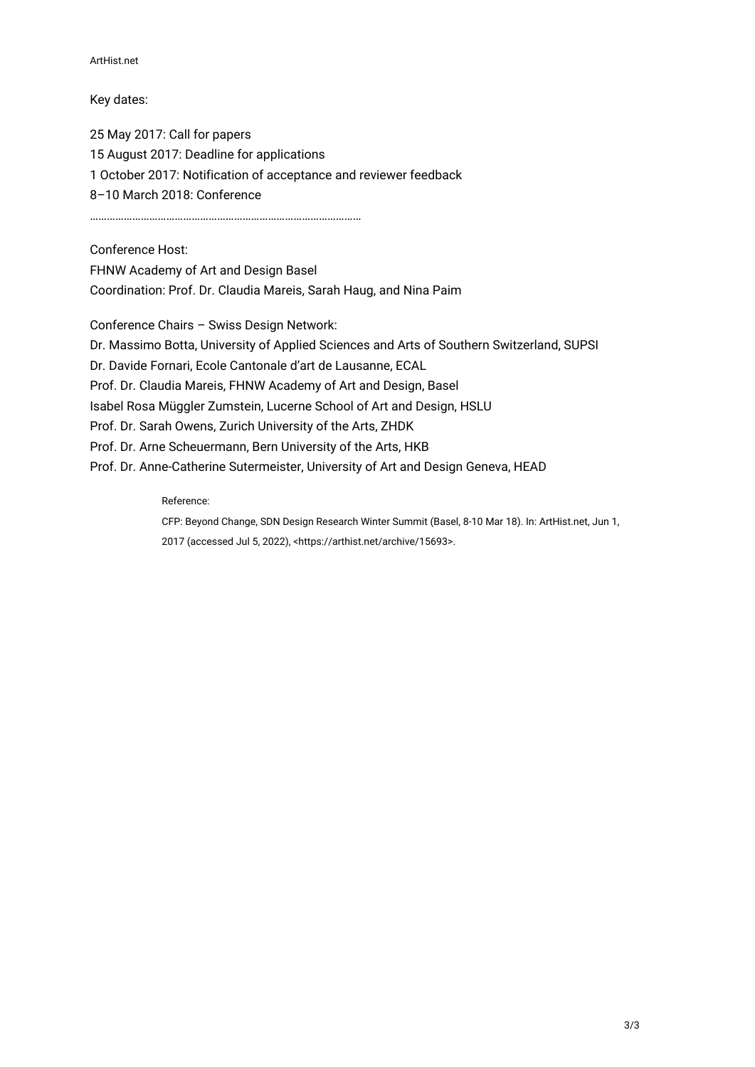Key dates:

25 May 2017: Call for papers
15 August 2017: Deadline for applications
1 October 2017: Notification of acceptance and reviewer feedback
8–10 March 2018: Conference

………………………………………………………………………………………

Conference Host:
FHNW Academy of Art and Design Basel
Coordination: Prof. Dr. Claudia Mareis, Sarah Haug, and Nina Paim

Conference Chairs – Swiss Design Network:
Dr. Massimo Botta, University of Applied Sciences and Arts of Southern Switzerland, SUPSI
Dr. Davide Fornari, Ecole Cantonale d'art de Lausanne, ECAL
Prof. Dr. Claudia Mareis, FHNW Academy of Art and Design, Basel
Isabel Rosa Müggler Zumstein, Lucerne School of Art and Design, HSLU
Prof. Dr. Sarah Owens, Zurich University of the Arts, ZHDK
Prof. Dr. Arne Scheuermann, Bern University of the Arts, HKB
Prof. Dr. Anne-Catherine Sutermeister, University of Art and Design Geneva, HEAD

Reference:

CFP: Beyond Change, SDN Design Research Winter Summit (Basel, 8-10 Mar 18). In: ArtHist.net, Jun 1, 2017 (accessed Jul 5, 2022), <https://arthist.net/archive/15693>.